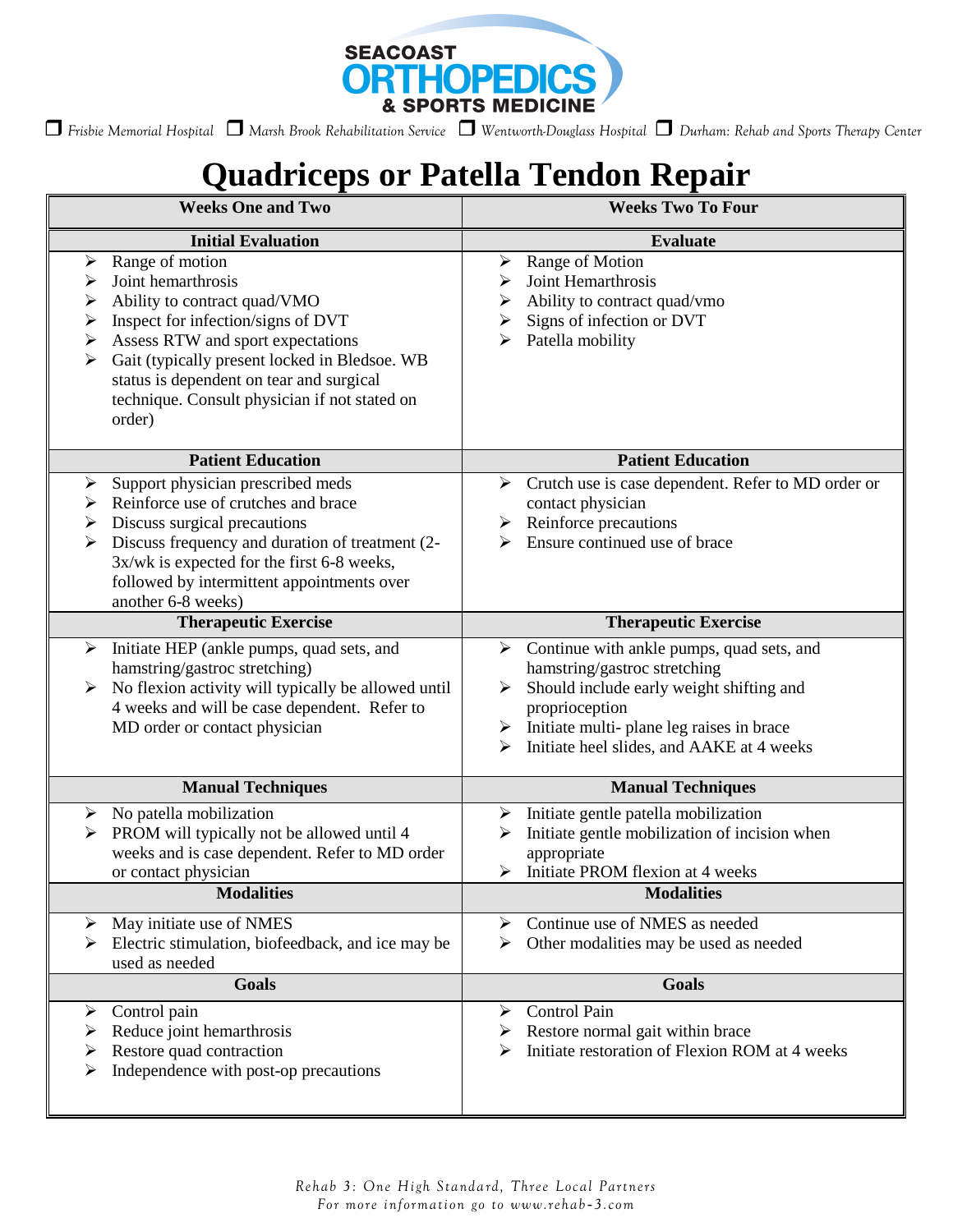SEACOAST ORTHOPEDICS & SPORTS MEDICINE

☐ Frisbie Memorial Hospital ☐ Marsh Brook Rehabilitation Service ☐ Wentworth-Douglass Hospital ☐ Durham: Rehab and Sports Therapy Center

# Quadriceps or Patella Tendon Repair

| Weeks One and Two | Weeks Two To Four |
|---|---|
| **Initial Evaluation** | **Evaluate** |
| ➢ Range of motion<br>➢ Joint hemarthrosis<br>➢ Ability to contract quad/VMO<br>➢ Inspect for infection/signs of DVT<br>➢ Assess RTW and sport expectations<br>➢ Gait (typically present locked in Bledsoe. WB status is dependent on tear and surgical technique. Consult physician if not stated on order) | ➢ Range of Motion<br>➢ Joint Hemarthrosis<br>➢ Ability to contract quad/vmo<br>➢ Signs of infection or DVT<br>➢ Patella mobility |
| **Patient Education** | **Patient Education** |
| ➢ Support physician prescribed meds<br>➢ Reinforce use of crutches and brace<br>➢ Discuss surgical precautions<br>➢ Discuss frequency and duration of treatment (2-3x/wk is expected for the first 6-8 weeks, followed by intermittent appointments over another 6-8 weeks) | ➢ Crutch use is case dependent. Refer to MD order or contact physician<br>➢ Reinforce precautions<br>➢ Ensure continued use of brace |
| **Therapeutic Exercise** | **Therapeutic Exercise** |
| ➢ Initiate HEP (ankle pumps, quad sets, and hamstring/gastroc stretching)<br>➢ No flexion activity will typically be allowed until 4 weeks and will be case dependent. Refer to MD order or contact physician | ➢ Continue with ankle pumps, quad sets, and hamstring/gastroc stretching<br>➢ Should include early weight shifting and proprioception<br>➢ Initiate multi- plane leg raises in brace<br>➢ Initiate heel slides, and AAKE at 4 weeks |
| **Manual Techniques** | **Manual Techniques** |
| ➢ No patella mobilization<br>➢ PROM will typically not be allowed until 4 weeks and is case dependent. Refer to MD order or contact physician | ➢ Initiate gentle patella mobilization<br>➢ Initiate gentle mobilization of incision when appropriate<br>➢ Initiate PROM flexion at 4 weeks |
| **Modalities** | **Modalities** |
| ➢ May initiate use of NMES<br>➢ Electric stimulation, biofeedback, and ice may be used as needed | ➢ Continue use of NMES as needed<br>➢ Other modalities may be used as needed |
| **Goals** | **Goals** |
| ➢ Control pain<br>➢ Reduce joint hemarthrosis<br>➢ Restore quad contraction<br>➢ Independence with post-op precautions | ➢ Control Pain<br>➢ Restore normal gait within brace<br>➢ Initiate restoration of Flexion ROM at 4 weeks |

*Rehab 3: One High Standard, Three Local Partners*
*For more information go to www.rehab-3.com*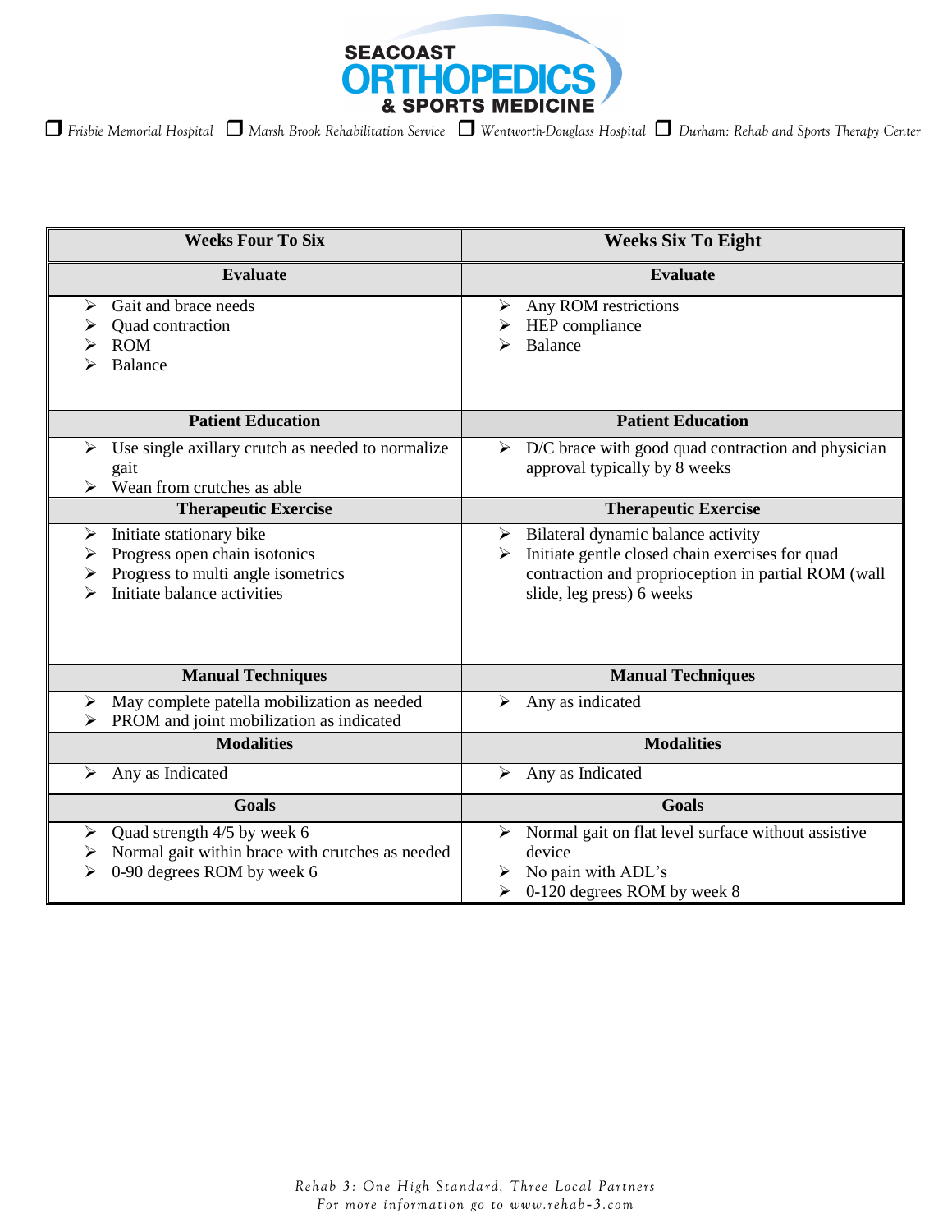SEACOAST ORTHOPEDICS & SPORTS MEDICINE

❒ Frisbie Memorial Hospital ❒ Marsh Brook Rehabilitation Service ❒ Wentworth-Douglass Hospital ❒ Durham: Rehab and Sports Therapy Center

| Weeks Four To Six | Weeks Six To Eight |
|---|---|
| **Evaluate** | **Evaluate** |
| ➢ Gait and brace needs<br>➢ Quad contraction<br>➢ ROM<br>➢ Balance | ➢ Any ROM restrictions<br>➢ HEP compliance<br>➢ Balance |
| **Patient Education** | **Patient Education** |
| ➢ Use single axillary crutch as needed to normalize gait<br>➢ Wean from crutches as able | ➢ D/C brace with good quad contraction and physician approval typically by 8 weeks |
| **Therapeutic Exercise** | **Therapeutic Exercise** |
| ➢ Initiate stationary bike<br>➢ Progress open chain isotonics<br>➢ Progress to multi angle isometrics<br>➢ Initiate balance activities | ➢ Bilateral dynamic balance activity<br>➢ Initiate gentle closed chain exercises for quad contraction and proprioception in partial ROM (wall slide, leg press) 6 weeks |
| **Manual Techniques** | **Manual Techniques** |
| ➢ May complete patella mobilization as needed<br>➢ PROM and joint mobilization as indicated | ➢ Any as indicated |
| **Modalities** | **Modalities** |
| ➢ Any as Indicated | ➢ Any as Indicated |
| **Goals** | **Goals** |
| ➢ Quad strength 4/5 by week 6<br>➢ Normal gait within brace with crutches as needed<br>➢ 0-90 degrees ROM by week 6 | ➢ Normal gait on flat level surface without assistive device<br>➢ No pain with ADL's<br>➢ 0-120 degrees ROM by week 8 |

*Rehab 3: One High Standard, Three Local Partners*
*For more information go to www.rehab-3.com*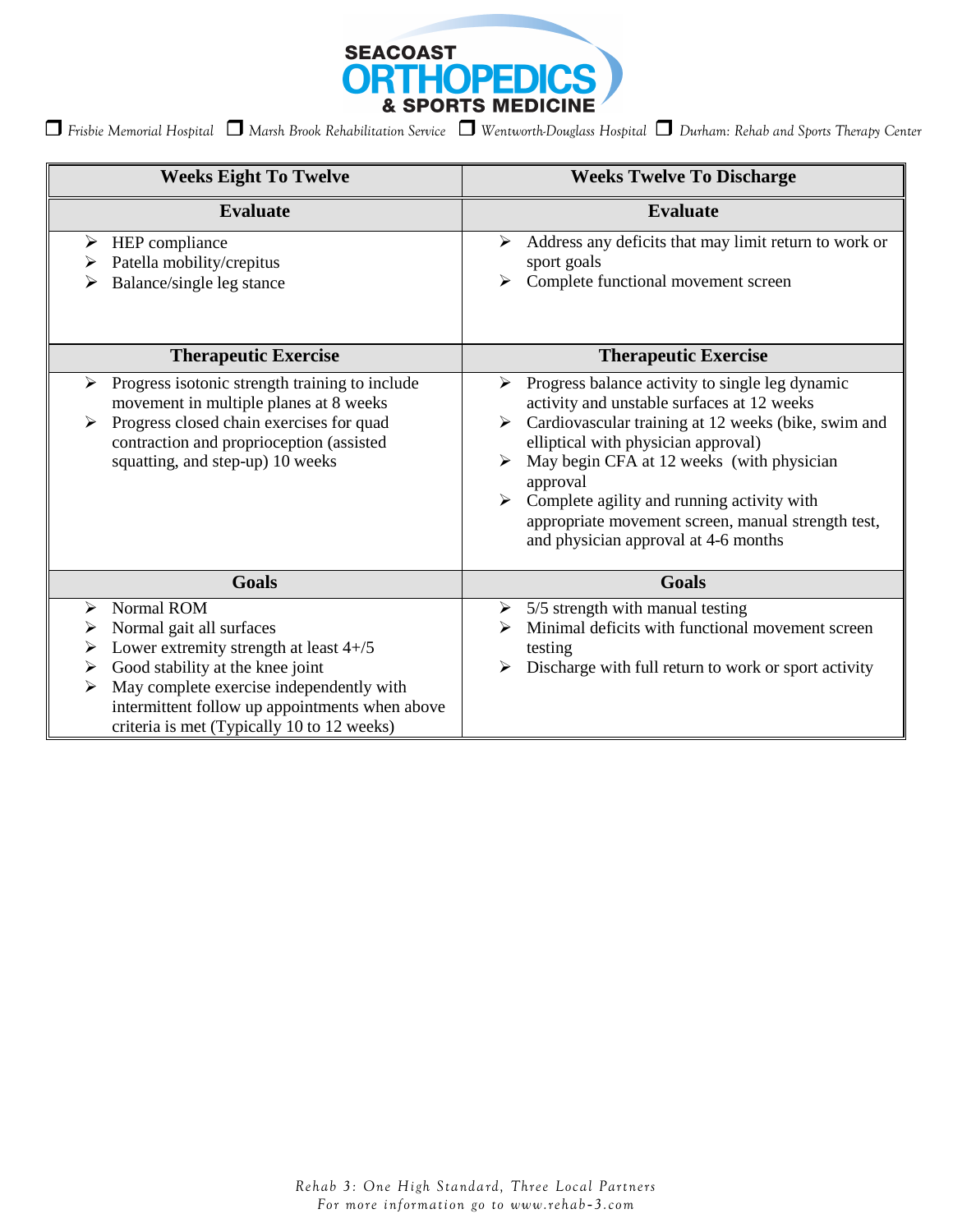SEACOAST ORTHOPEDICS & SPORTS MEDICINE

❒ *Frisbie Memorial Hospital* ❒ *Marsh Brook Rehabilitation Service* ❒ *Wentworth-Douglass Hospital* ❒ *Durham: Rehab and Sports Therapy Center*

| Weeks Eight To Twelve | Weeks Twelve To Discharge |
|---|---|
| **Evaluate** | **Evaluate** |
| ➢ HEP compliance<br>➢ Patella mobility/crepitus<br>➢ Balance/single leg stance | ➢ Address any deficits that may limit return to work or sport goals<br>➢ Complete functional movement screen |
| **Therapeutic Exercise** | **Therapeutic Exercise** |
| ➢ Progress isotonic strength training to include movement in multiple planes at 8 weeks<br>➢ Progress closed chain exercises for quad contraction and proprioception (assisted squatting, and step-up) 10 weeks | ➢ Progress balance activity to single leg dynamic activity and unstable surfaces at 12 weeks<br>➢ Cardiovascular training at 12 weeks (bike, swim and elliptical with physician approval)<br>➢ May begin CFA at 12 weeks (with physician approval<br>➢ Complete agility and running activity with appropriate movement screen, manual strength test, and physician approval at 4-6 months |
| **Goals** | **Goals** |
| ➢ Normal ROM<br>➢ Normal gait all surfaces<br>➢ Lower extremity strength at least 4+/5<br>➢ Good stability at the knee joint<br>➢ May complete exercise independently with intermittent follow up appointments when above criteria is met (Typically 10 to 12 weeks) | ➢ 5/5 strength with manual testing<br>➢ Minimal deficits with functional movement screen testing<br>➢ Discharge with full return to work or sport activity |

*Rehab 3: One High Standard, Three Local Partners*
*For more information go to www.rehab-3.com*